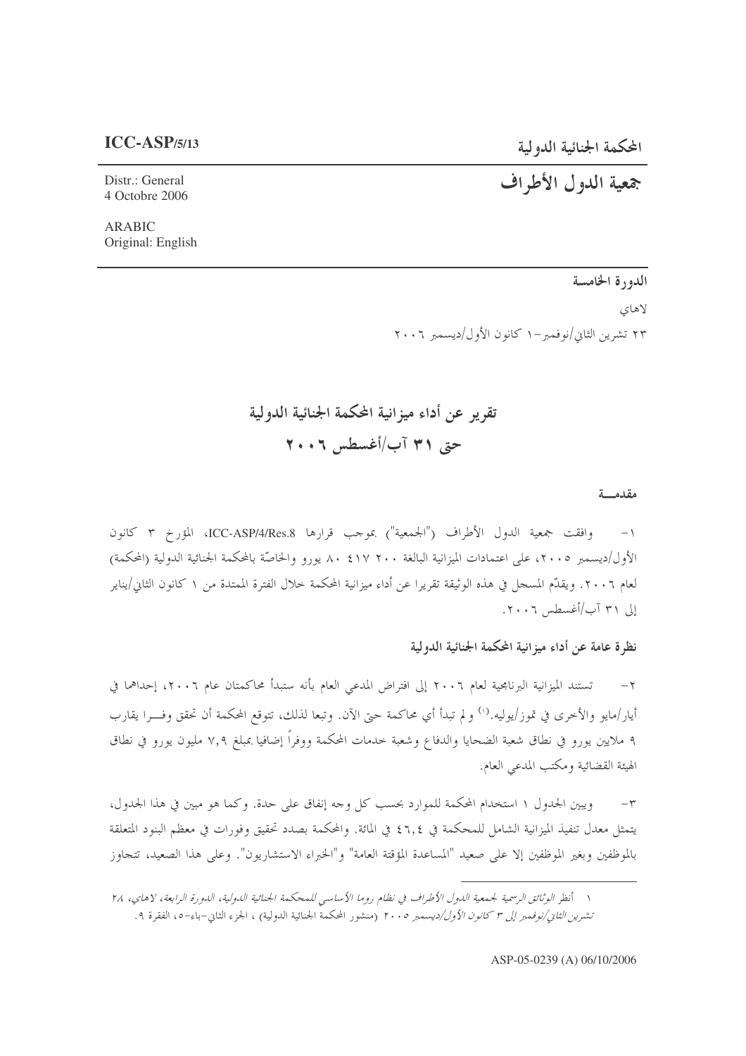**ICC-ASP/5/13**

Distr.: General
4 Octobre 2006

ARABIC
Original: English

المحكمة الجنائية الدولية

# جمعية الدول الأطراف

**الدورة الخامسة**

لاهاي

٢٣ تشرين الثاني/نوفمبر–١ كانون الأول/ديسمبر ٢٠٠٦

# تقرير عن أداء ميزانية المحكمة الجنائية الدولية حتى ٣١ آب/أغسطس ٢٠٠٦

## مقدمـــة

١- وافقت جمعية الدول الأطراف ("الجمعية") بموجب قرارها ICC-ASP/4/Res.8، المؤرخ ٣ كانون الأول/ديسمبر ٢٠٠٥، على اعتمادات الميزانية البالغة ٨٠ ٤١٧ ٢٠٠ يورو والخاصّة بالمحكمة الجنائية الدولية (المحكمة) لعام ٢٠٠٦. ويقدّم المسجل في هذه الوثيقة تقريرا عن أداء ميزانية المحكمة خلال الفترة الممتدة من ١ كانون الثاني/يناير إلى ٣١ آب/أغسطس ٢٠٠٦.

## نظرة عامة عن أداء ميزانية المحكمة الجنائية الدولية

٢- تستند الميزانية البرنامجية لعام ٢٠٠٦ إلى افتراض المدعي العام بأنه ستبدأ محاكمتان عام ٢٠٠٦، إحداهما في أيار/مايو والأخرى في تموز/يوليه.[١] ولم تبدأ أي محاكمة حتى الآن. وتبعا لذلك، تتوقع المحكمة أن تحقق وفـرا يقارب ٩ ملايين يورو في نطاق شعبة الضحايا والدفاع وشعبة خدمات المحكمة ووفراً إضافيا بمبلغ ٧,٩ مليون يورو في نطاق الهيئة القضائية ومكتب المدعي العام.

٣- ويبين الجدول ١ استخدام المحكمة للموارد بحسب كل وجه إنفاق على حدة. وكما هو مبين في هذا الجدول، يتمثل معدل تنفيذ الميزانية الشامل للمحكمة في ٤٦,٤ في المائة. والمحكمة بصدد تحقيق وفورات في معظم البنود المتعلقة بالموظفين وبغير الموظفين إلا على صعيد "المساعدة المؤقتة العامة" و"الخبراء الاستشاريون". وعلى هذا الصعيد، تتجاوز

---

١ أنظر *الوثائق الرسمية لجمعية الدول الأطراف في نظام روما الأساسي للمحكمة الجنائية الدولية، الدورة الرابعة، لاهاي، ٢٨ تشرين الثاني/نوفمبر إلى ٣ كانون الأول/ديسمبر ٢٠٠٥* (منشور المحكمة الجنائية الدولية) ، الجزء الثاني–باء–٥، الفقرة ٩.

ASP-05-0239 (A) 06/10/2006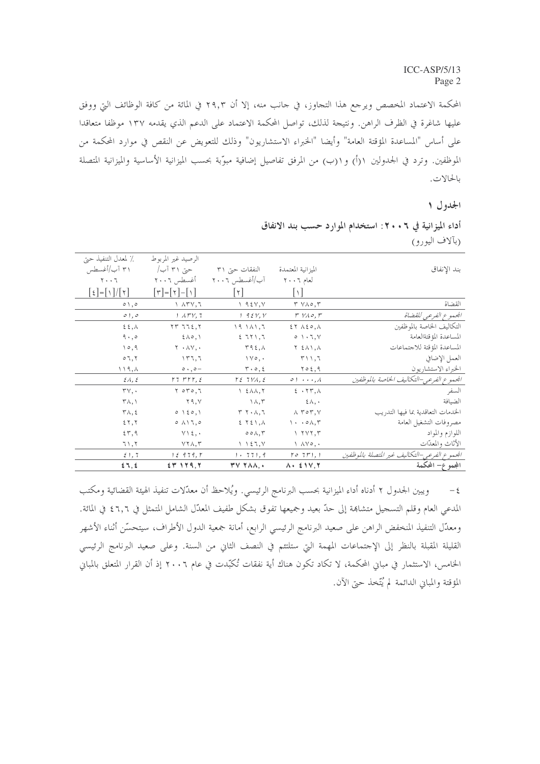المحكمة الاعتماد المخصص ويرجع هذا التجاوز، في جانب منه، إلا أن ٢٩,٣ في المائة من كافة الوظائف التي ووفق عليها شاغرة في الظرف الراهن. ونتيجة لذلك، تواصل المحكمة الاعتماد على الدعم الذي يقدمه ١٣٧ موظفا متعاقدا على أساس "المساعدة المؤقتة العامة" وأيضا "الخبراء الاستشاريون" وذلك للتعويض عن النقص في موارد المحكمة من الموظفين. وترد في الجدولين ١(أ) و١(ب) من المرفق تفاصيل إضافية مبوّبة بحسب الميزانية الأساسية والميزانية المتصلة بالحالات.

**الجدول ١**

**أداء الميزانية في ٢٠٠٦: استخدام الموارد حسب بند الانفاق**

(بآلاف اليورو)

| بند الإنفاق | الميزانية المعتمدة لعام ٢٠٠٦ [١] | النفقات حتى ٣١ آب/أغسطس ٢٠٠٦ [٢] | الرصيد غير المربوط حتى ٣١ آب/أغسطس ٢٠٠٦ [٣]=[٢]-[١] | ٪ لمعدل التنفيذ حتى ٣١ آب/أغسطس ٢٠٠٦ [٤]=[١]/[٢] |
|---|---|---|---|---|
| القضاة | ٣ ٧٨٥,٣ | ١ ٩٤٧,٧ | ١ ٨٣٧,٦ | ٥١,٥ |
| *المجموع الفرعي للقضاة* | *٣ ٧٨٥,٣* | *١ ٩٤٧,٧* | *١ ٨٣٧,٦* | *٥١,٥* |
| التكاليف الخاصة بالموظفين | ٤٢ ٨٤٥,٨ | ١٩ ١٨١,٦ | ٢٣ ٦٦٤,٢ | ٤٤,٨ |
| المساعدة المؤقتةالعامة | ٥ ١٠٦,٧ | ٤ ٦٢١,٦ | ٤٨٥,١ | ٩٠,٥ |
| المساعدة المؤقتة للاجتماعات | ٢ ٤٨١,٨ | ٣٩٤,٨ | ٢ ٠٨٧,٠ | ١٥,٩ |
| العمل الإضافي | ٣١١,٦ | ١٧٥,٠ | ١٣٦,٦ | ٥٦,٢ |
| الخبراء الاستشاريون | ٢٥٤,٩ | ٣٠٥,٤ | ٥٠,٥- | ١١٩,٨ |
| *المجموع الفرعي–التكاليف الخاصة بالموظفين* | *٥١ ٠٠٠,٨* | *٢٤ ٦٧٨,٤* | *٢٦ ٣٢٢,٤* | *٤٨,٤* |
| السفر | ٤ ٠٢٣,٨ | ١ ٤٨٨,٢ | ٢ ٥٣٥,٦ | ٣٧,٠ |
| الضيافة | ٤٨,٠ | ١٨,٣ | ٢٩,٧ | ٣٨,١ |
| الخدمات التعاقدية بما فيها التدريب | ٨ ٣٥٣,٧ | ٣ ٢٠٨,٦ | ٥ ١٤٥,١ | ٣٨,٤ |
| مصروفات التشغيل العامة | ١٠ ٠٥٨,٣ | ٤ ٢٤١,٨ | ٥ ٨١٦,٥ | ٤٢,٢ |
| اللوازم والمواد | ١ ٢٧٢,٣ | ٥٥٨,٣ | ٧١٤,٠ | ٤٣,٩ |
| الأثاث والمعدّات | ١ ٨٧٥,٠ | ١ ١٤٦,٧ | ٧٢٨,٣ | ٦١,٢ |
| *المجموع الفرعي–التكاليف غير المتصلة بالموظفين* | *٢٥ ٦٣١,١* | *١٠ ٦٦١,٩* | *١٤ ٩٦٩,٢* | *٤١,٦* |
| **المجموع– المحكمة** | **٨٠ ٤١٧,٢** | **٣٧ ٢٨٨,٠** | **٤٣ ١٢٩,٢** | **٤٦,٤** |

٤ – ويبين الجدول ٢ أدناه أداء الميزانية بحسب البرنامج الرئيسي. ويُلاحظ أن معدّلات تنفيذ الهيئة القضائية ومكتب المدعي العام وقلم التسجيل متشابهة إلى حدّ بعيد وجميعها تفوق بشكل طفيف المعدّل الشامل المتمثل في ٤٦,٦ في المائة. ومعدّل التنفيذ المنخفض الراهن على صعيد البرنامج الرئيسي الرابع، أمانة جمعية الدول الأطراف، سيتحسّن أثناء الأشهر القليلة المقبلة بالنظر إلى الإجتماعات المهمة التي ستلتئم في النصف الثاني من السنة. وعلى صعيد البرنامج الرئيسي الخامس، الاستثمار في مباني المحكمة، لا تكاد تكون هناك أية نفقات تُكبّدت في عام ٢٠٠٦ إذ أن القرار المتعلق بالمباني المؤقتة والمباني الدائمة لم يُتّخذ حتى الآن.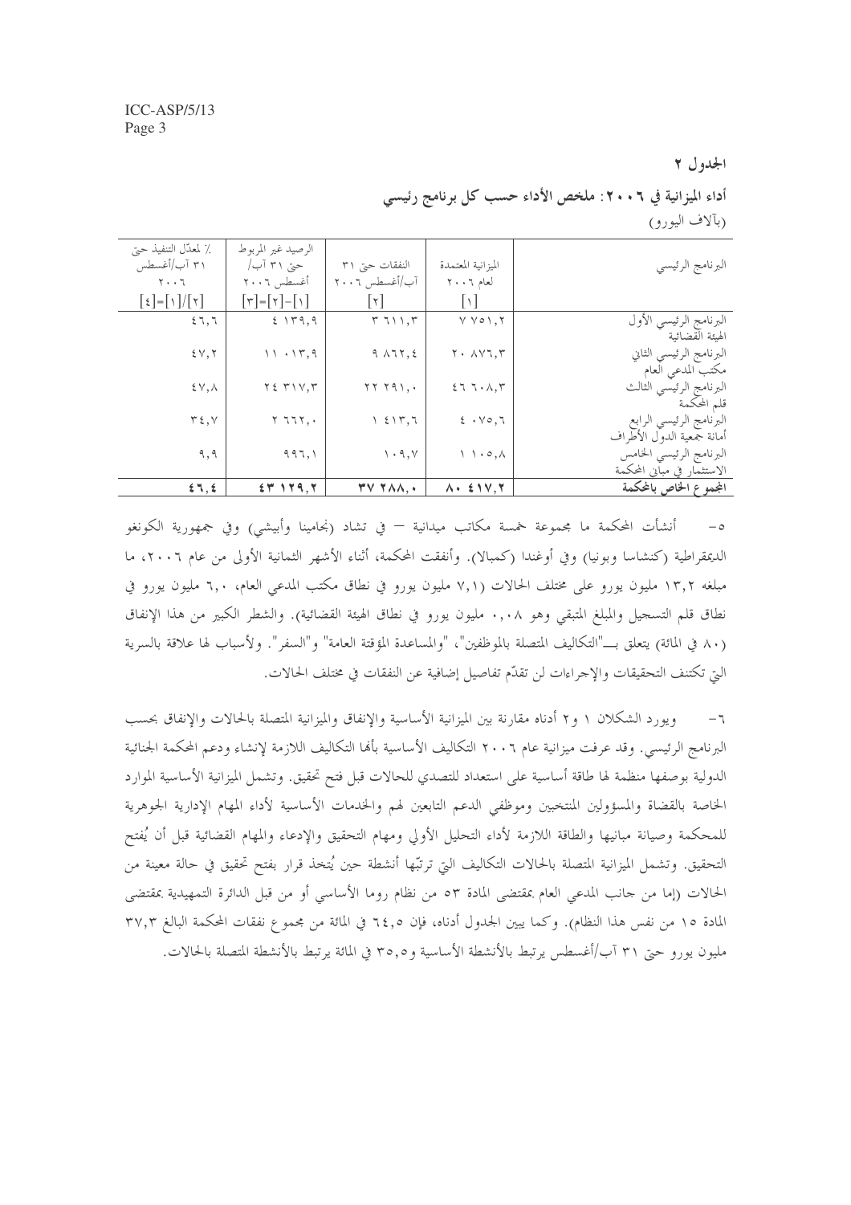الجدول ٢

**أداء الميزانية في ٢٠٠٦: ملخص الأداء حسب كل برنامج رئيسي**

(بآلاف اليورو)

| البرنامج الرئيسي | الميزانية المعتمدة لعام ٢٠٠٦ [١] | النفقات حتى ٣١ آب/أغسطس ٢٠٠٦ [٢] | الرصيد غير المربوط حتى ٣١ آب/أغسطس ٢٠٠٦ [٣]=[٢]-[١] | ٪ لمعدّل التنفيذ حتى ٣١ آب/أغسطس ٢٠٠٦ [٤]=[١]/[٢] |
|---|---|---|---|---|
| البرنامج الرئيسي الأول الهيئة القضائية | ٧ ٧٥١,٢ | ٣ ٦١١,٣ | ٤ ١٣٩,٩ | ٤٦,٦ |
| البرنامج الرئيسي الثاني مكتب المدعي العام | ٢٠ ٨٧٦,٣ | ٩ ٨٦٢,٤ | ١١ ٠١٣,٩ | ٤٧,٢ |
| البرنامج الرئيسي الثالث قلم المحكمة | ٤٦ ٦٠٨,٣ | ٢٢ ٢٩١,٠ | ٢٤ ٣١٧,٣ | ٤٧,٨ |
| البرنامج الرئيسي الرابع أمانة جمعية الدول الأطراف | ٤ ٠٧٥,٦ | ١ ٤١٣,٦ | ٢ ٦٦٢,٠ | ٣٤,٧ |
| البرنامج الرئيسي الخامس الاستثمار في مباني المحكمة | ١ ١٠٥,٨ | ١٠٩,٧ | ٩٩٦,١ | ٩,٩ |
| **المجموع الخاص بالمحكمة** | **٨٠ ٤١٧,٢** | **٣٧ ٢٨٨,٠** | **٤٣ ١٢٩,٢** | **٤٦,٤** |

٥- أنشأت المحكمة ما مجموعة خمسة مكاتب ميدانية — في تشاد (نجامينا وأبيشي) وفي جمهورية الكونغو الديمقراطية (كنشاسا وبونيا) وفي أوغندا (كمبالا). وأنفقت المحكمة، أثناء الأشهر الثمانية الأولى من عام ٢٠٠٦، ما مبلغه ١٣,٢ مليون يورو على مختلف الحالات (٧,١ مليون يورو في نطاق مكتب المدعي العام، ٦,٠ مليون يورو في نطاق قلم التسجيل والمبلغ المتبقي وهو ٠,٠٨ مليون يورو في نطاق الهيئة القضائية). والشطر الكبير من هذا الإنفاق (٨٠ في المائة) يتعلق بـــ"التكاليف المتصلة بالموظفين"، "والمساعدة المؤقتة العامة" و"السفر". ولأسباب لها علاقة بالسرية التي تكتنف التحقيقات والإجراءات لن تقدّم تفاصيل إضافية عن النفقات في مختلف الحالات.

٦- ويورد الشكلان ١ و٢ أدناه مقارنة بين الميزانية الأساسية والإنفاق والميزانية المتصلة بالحالات والإنفاق بحسب البرنامج الرئيسي. وقد عرفت ميزانية عام ٢٠٠٦ التكاليف الأساسية بأنها التكاليف اللازمة لإنشاء ودعم المحكمة الجنائية الدولية بوصفها منظمة لها طاقة أساسية على استعداد للتصدي للحالات قبل فتح تحقيق. وتشمل الميزانية الأساسية الموارد الخاصة بالقضاة والمسؤولين المنتخبين وموظفي الدعم التابعين لهم والخدمات الأساسية لأداء المهام الإدارية الجوهرية للمحكمة وصيانة مبانيها والطاقة اللازمة لأداء التحليل الأولي ومهام التحقيق والإدعاء والمهام القضائية قبل أن يُفتح التحقيق. وتشمل الميزانية المتصلة بالحالات التكاليف التي ترتّبها أنشطة حين يُتخذ قرار بفتح تحقيق في حالة معينة من الحالات (إما من جانب المدعي العام بمقتضى المادة ٥٣ من نظام روما الأساسي أو من قبل الدائرة التمهيدية بمقتضى المادة ١٥ من نفس هذا النظام). وكما يبين الجدول أدناه، فإن ٦٤,٥ في المائة من مجموع نفقات المحكمة البالغ ٣٧,٣ مليون يورو حتى ٣١ آب/أغسطس يرتبط بالأنشطة الأساسية و٣٥,٥ في المائة يرتبط بالأنشطة المتصلة بالحالات.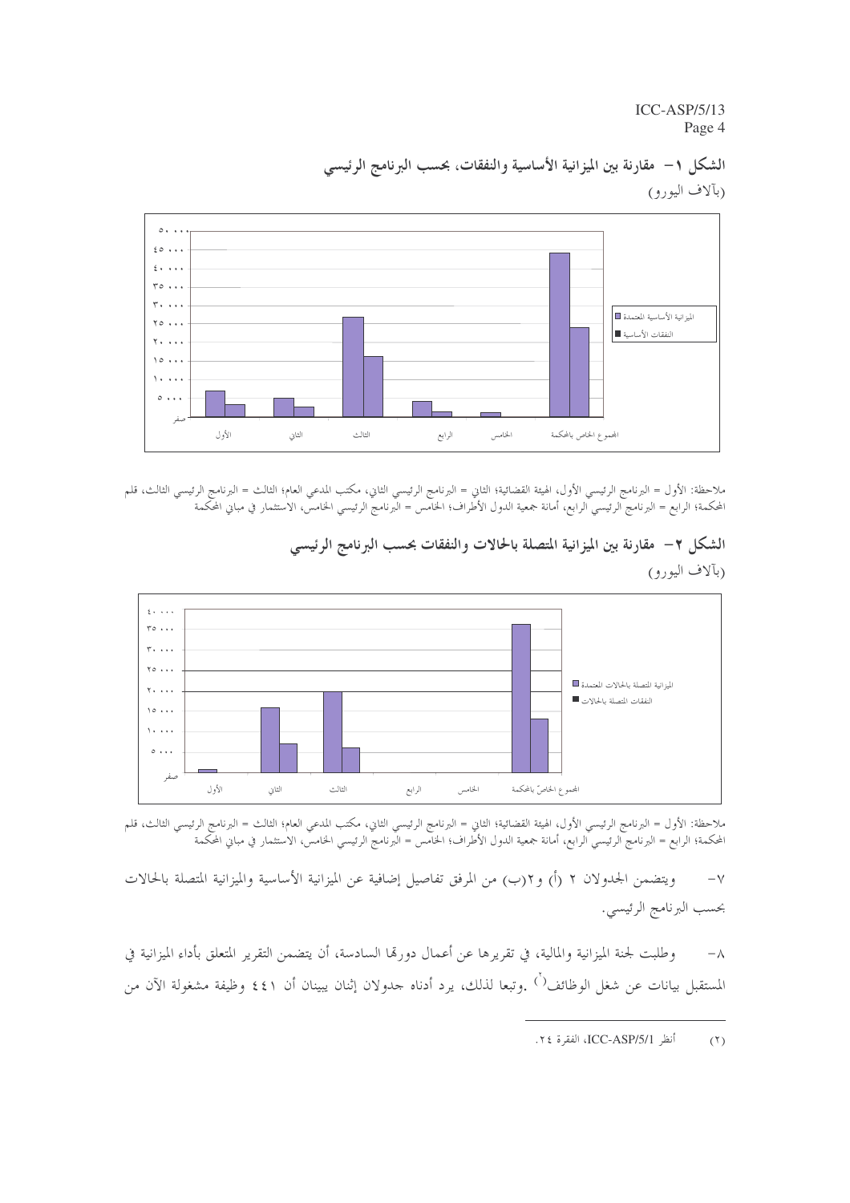**الشكل ١– مقارنة بين الميزانية الأساسية والنفقات، بحسب البرنامج الرئيسي**

(بآلاف اليورو)

ملاحظة: الأول = البرنامج الرئيسي الأول، الهيئة القضائية؛ الثاني = البرنامج الرئيسي الثاني، مكتب المدعي العام؛ الثالث = البرنامج الرئيسي الثالث، قلم المحكمة؛ الرابع = البرنامج الرئيسي الرابع، أمانة جمعية الدول الأطراف؛ الخامس = البرنامج الرئيسي الخامس، الاستثمار في مباني المحكمة

**الشكل ٢– مقارنة بين الميزانية المتصلة بالحالات والنفقات بحسب البرنامج الرئيسي**

(بآلاف اليورو)

ملاحظة: الأول = البرنامج الرئيسي الأول، الهيئة القضائية؛ الثاني = البرنامج الرئيسي الثاني، مكتب المدعي العام؛ الثالث = البرنامج الرئيسي الثالث، قلم المحكمة؛ الرابع = البرنامج الرئيسي الرابع، أمانة جمعية الدول الأطراف؛ الخامس = البرنامج الرئيسي الخامس، الاستثمار في مباني المحكمة

٧– ويتضمن الجدولان ٢ (أ) و٢(ب) من المرفق تفاصيل إضافية عن الميزانية الأساسية والميزانية المتصلة بالحالات بحسب البرنامج الرئيسي.

٨– وطلبت لجنة الميزانية والمالية، في تقريرها عن أعمال دورتها السادسة، أن يتضمن التقرير المتعلق بأداء الميزانية في المستقبل بيانات عن شغل الوظائف[٢] .وتبعا لذلك، يرد أدناه جدولان إثنان يبينان أن ٤٤١ وظيفة مشغولة الآن من

(٢) أنظر ICC-ASP/5/1، الفقرة ٢٤.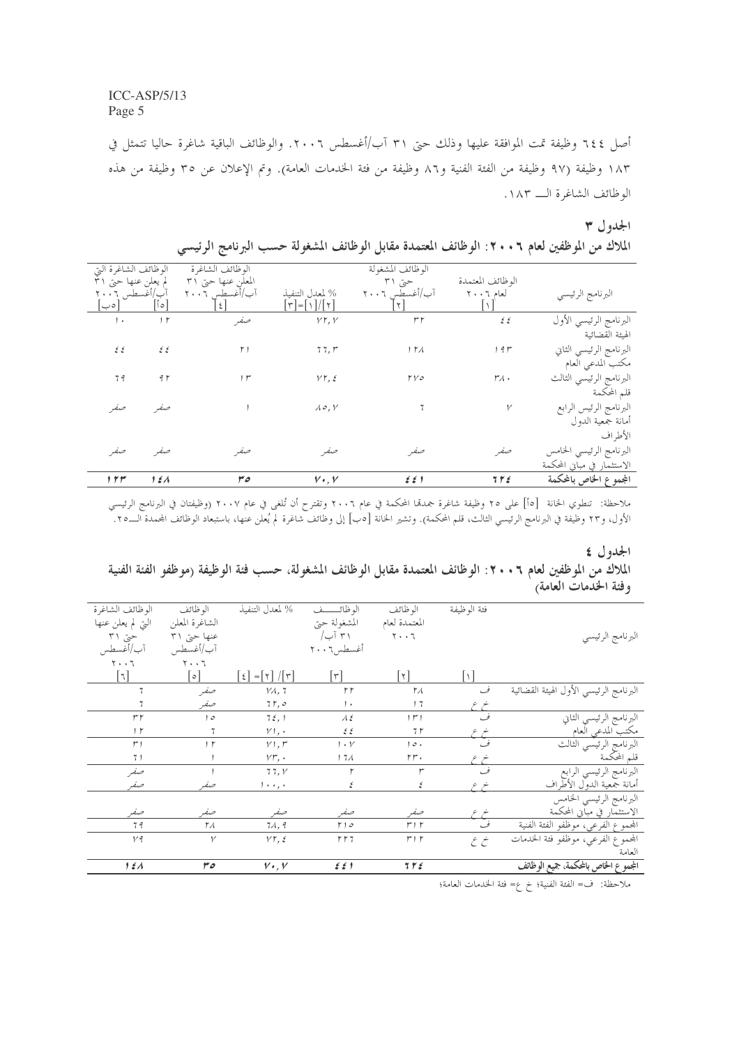أصل ٦٤٤ وظيفة تمت الموافقة عليها وذلك حتى ٣١ آب/أغسطس ٢٠٠٦. والوظائف الباقية شاغرة حاليا تتمثل في ١٨٣ وظيفة (٩٧ وظيفة من الفئة الفنية و٨٦ وظيفة من فئة الخدمات العامة). وتم الإعلان عن ٣٥ وظيفة من هذه الوظائف الشاغرة الـــ ١٨٣.

## الجدول ٣

### الملاك من الموظفين لعام ٢٠٠٦: الوظائف المعتمدة مقابل الوظائف المشغولة حسب البرنامج الرئيسي

| البرنامج الرئيسي | الوظائف المعتمدة لعام ٢٠٠٦ [١] | الوظائف المشغولة حتى ٣١ آب/أغسطس ٢٠٠٦ [٢] | % لمعدل التنفيذ [٣]=[١]/[٢] | الوظائف الشاغرة المعلن عنها حتى ٣١ آب/أغسطس ٢٠٠٦ [٤] | الوظائف الشاغرة التي لم يعلن عنها حتى ٣١ آب/أغسطس ٢٠٠٦ [٥أ] | [٥ب] |
|---|---|---|---|---|---|---|
| البرنامج الرئيسي الأول الهيئة القضائية | ٤٤ | ٣٢ | ٧٢,٧ | صفر | ١٢ | ١٠ |
| البرنامج الرئيسي الثاني مكتب المدعي العام | ١٩٣ | ١٢٨ | ٦٦,٣ | ٢١ | ٤٤ | ٤٤ |
| البرنامج الرئيسي الثالث قلم المحكمة | ٣٨٠ | ٢٧٥ | ٧٢,٤ | ١٣ | ٩٢ | ٦٩ |
| البرنامج الرئيس الرابع أمانة جمعية الدول الأطراف | ٧ | ٦ | ٨٥,٧ | ١ | صفر | صفر |
| البرنامج الرئيسي الخامس الاستثمار في مباني المحكمة | صفر | صفر | صفر | صفر | صفر | صفر |
| **المجموع الخاص بالمحكمة** | **٦٢٤** | **٤٤١** | **٧٠,٧** | **٣٥** | **١٤٨** | **١٢٣** |

ملاحظة: تنطوي الخانة [٥أ] على ٢٥ وظيفة شاغرة جمدتها المحكمة في عام ٢٠٠٦ وتقترح أن تُلغى في عام ٢٠٠٧ (وظيفتان في البرنامج الرئيسي الأول، و٢٣ وظيفة في البرنامج الرئيسي الثالث، قلم المحكمة). وتشير الخانة [٥ب] إلى وظائف شاغرة لم يُعلن عنها، باستبعاد الوظائف المجمدة الـــ٢٥.

## الجدول ٤

### الملاك من الموظفين لعام ٢٠٠٦: الوظائف المعتمدة مقابل الوظائف المشغولة، حسب فئة الوظيفة (موظفو الفئة الفنية وفئة الخدمات العامة)

| البرنامج الرئيسي | فئة الوظيفة [١] | الوظائف المعتمدة لعام ٢٠٠٦ [٢] | الوظائف المشغولة حتى ٣١ آب/أغسطس٢٠٠٦ [٣] | % لمعدل التنفيذ [٤] =[٢] /[٣] | الوظائف الشاغرة المعلن عنها حتى ٣١ آب/أغسطس ٢٠٠٦ [٥] | الوظائف الشاغرة التي لم يعلن عنها حتى ٣١ آب/أغسطس ٢٠٠٦ [٦] |
|---|---|---|---|---|---|---|
| البرنامج الرئيسي الأول الهيئة القضائية | ف | ٢٨ | ٢٢ | ٧٨,٦ | صفر | ٦ |
| | خ ع | ١٦ | ١٠ | ٦٢,٥ | صفر | ٦ |
| البرنامج الرئيسي الثاني مكتب المدعي العام | ف | ١٣١ | ٨٤ | ٦٤,١ | ١٥ | ٣٢ |
| | خ ع | ٦٢ | ٤٤ | ٧١,٠ | ٦ | ١٢ |
| البرنامج الرئيسي الثالث قلم المحكمة | ف | ١٥٠ | ١٠٧ | ٧١,٣ | ١٢ | ٣١ |
| | خ ع | ٢٣٠ | ١٦٨ | ٧٣,٠ | ١ | ٦١ |
| البرنامج الرئيسي الرابع أمانة جمعية الدول الأطراف | ف | ٣ | ٢ | ٦٦,٧ | ١ | صفر |
| | خ ع | ٤ | ٤ | ١٠٠,٠ | صفر | صفر |
| البرنامج الرئيسي الخامس الاستثمار في مباني المحكمة | خ ع | صفر | صفر | صفر | صفر | صفر |
| المجموع الفرعي، موظفو الفئة الفنية | ف | ٣١٢ | ٢١٥ | ٦٨,٩ | ٢٨ | ٦٩ |
| المجموع الفرعي، موظفو فئة الخدمات العامة | خ ع | ٣١٢ | ٢٢٦ | ٧٢,٤ | ٧ | ٧٩ |
| **المجموع الخاص بالمحكمة، جميع الوظائف** | | **٦٢٤** | **٤٤١** | **٧٠,٧** | **٣٥** | **١٤٨** |

ملاحظة: ف= الفئة الفنية؛ خ ع= فئة الخدمات العامة؛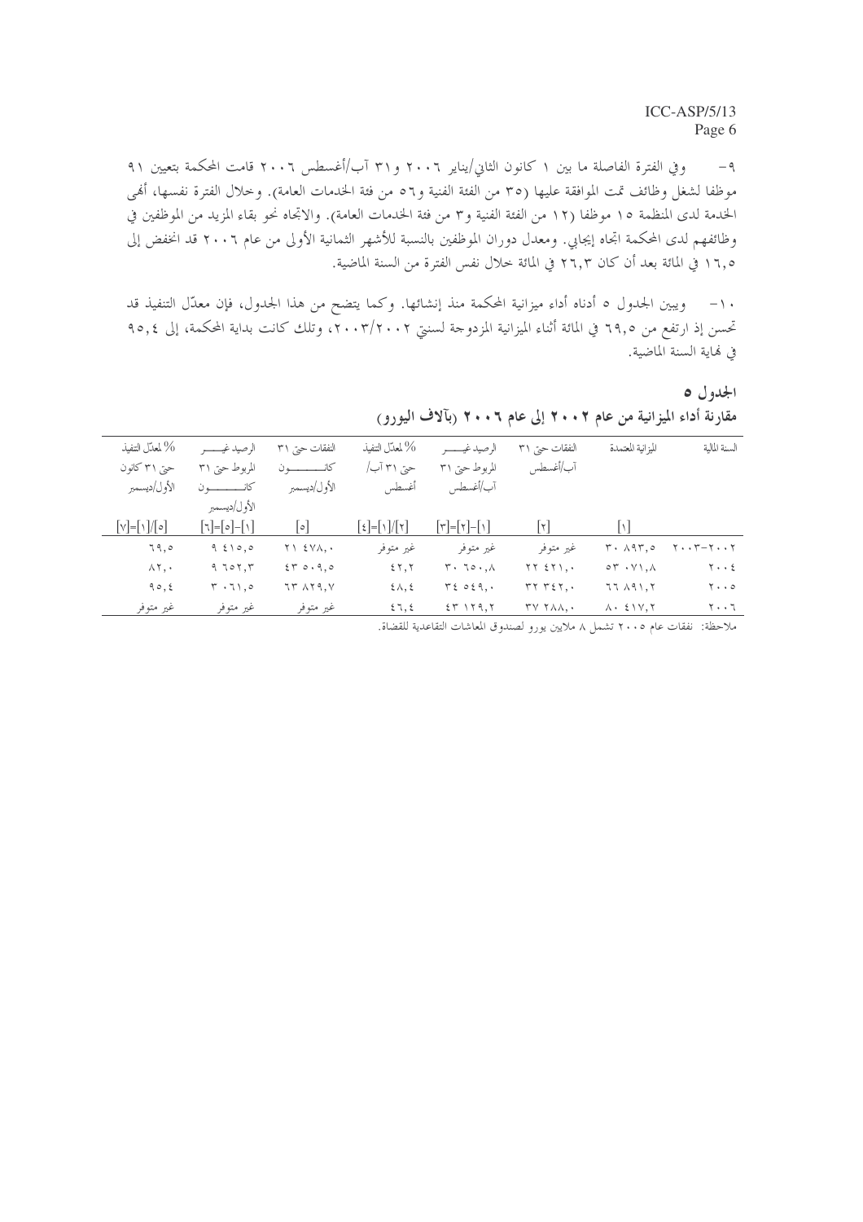٩- وفي الفترة الفاصلة ما بين ١ كانون الثاني/يناير ٢٠٠٦ و٣١ آب/أغسطس ٢٠٠٦ قامت المحكمة بتعيين ٩١ موظفا لشغل وظائف تمت الموافقة عليها (٣٥ من الفئة الفنية و٥٦ من فئة الخدمات العامة). وخلال الفترة نفسها، أنهى الخدمة لدى المنظمة ١٥ موظفا (١٢ من الفئة الفنية و٣ من فئة الخدمات العامة). والاتجاه نحو بقاء المزيد من الموظفين في وظائفهم لدى المحكمة اتجاه إيجابي. ومعدل دوران الموظفين بالنسبة للأشهر الثمانية الأولى من عام ٢٠٠٦ قد انخفض إلى ١٦,٥ في المائة بعد أن كان ٢٦,٣ في المائة خلال نفس الفترة من السنة الماضية.

١٠- ويبين الجدول ٥ أدناه أداء ميزانية المحكمة منذ إنشائها. وكما يتضح من هذا الجدول، فإن معدّل التنفيذ قد تحسن إذ ارتفع من ٦٩,٥ في المائة أثناء الميزانية المزدوجة لسنتي ٢٠٠٢/٢٠٠٣، وتلك كانت بداية المحكمة، إلى ٩٥,٤ في نهاية السنة الماضية.

**الجدول ٥**

**مقارنة أداء الميزانية من عام ٢٠٠٢ إلى عام ٢٠٠٦ (بآلاف اليورو)**

| السنة المالية | الميزانية المعتمدة | النفقات حتى ٣١ آب/أغسطس | الرصيد غير المربوط حتى ٣١ آب/أغسطس | % لمعدّل التنفيذ حتى ٣١ آب/أغسطس | النفقات حتى ٣١ كانون الأول/ديسمبر | الرصيد غير المربوط حتى ٣١ كانون الأول/ديسمبر | % لمعدّل التنفيذ حتى ٣١ كانون الأول/ديسمبر |
|---|---|---|---|---|---|---|---|
| | [١] | [٢] | [٣]=[١]-[٢] | [٤]=[١]/[٢] | [٥] | [٦]=[٥]-[١] | [٧]=[١]/[٥] |
| ٢٠٠٢-٢٠٠٣ | ٣٠ ٨٩٣,٥ | غير متوفر | غير متوفر | غير متوفر | ٢١ ٤٧٨,٠ | ٩ ٤١٥,٥ | ٦٩,٥ |
| ٢٠٠٤ | ٥٣ ٠٧١,٨ | ٢٢ ٤٢١,٠ | ٣٠ ٦٥٠,٨ | ٤٢,٢ | ٤٣ ٥٠٩,٥ | ٩ ٦٥٢,٣ | ٨٢,٠ |
| ٢٠٠٥ | ٦٦ ٨٩١,٢ | ٣٢ ٣٤٢,٠ | ٣٤ ٥٤٩,٠ | ٤٨,٤ | ٦٣ ٨٢٩,٧ | ٣ ٠٦١,٥ | ٩٥,٤ |
| ٢٠٠٦ | ٨٠ ٤١٧,٢ | ٣٧ ٢٨٨,٠ | ٤٣ ١٢٩,٢ | ٤٦,٤ | غير متوفر | غير متوفر | غير متوفر |

ملاحظة: نفقات عام ٢٠٠٥ تشمل ٨ ملايين يورو لصندوق المعاشات التقاعدية للقضاة.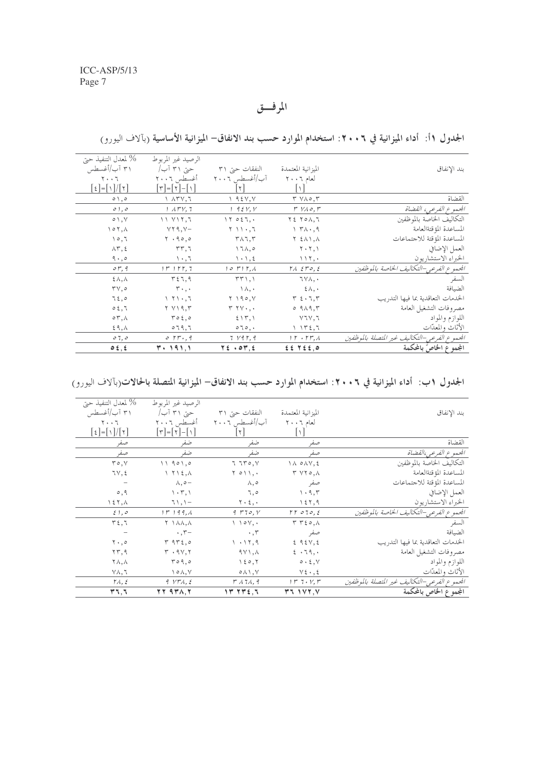# المرفــق

**الجدول ١أ: أداء الميزانية في ٢٠٠٦: استخدام الموارد حسب بند الانفاق– الميزانية الأساسية** (بآلاف اليورو)

| بند الإنفاق | الميزانية المعتمدة لعام ٢٠٠٦ [١] | النفقات حتى ٣١ آب/أغسطس ٢٠٠٦ [٢] | الرصيد غير المربوط حتى ٣١ آب/ أغسطس ٢٠٠٦ [٣]=[٢]-[١] | % لمعدل التنفيذ حتى ٣١ آب/أغسطس ٢٠٠٦ [٤]=[١]/[٢] |
|---|---|---|---|---|
| القضاة | ٣ ٧٨٥,٣ | ١ ٩٤٧,٧ | ١ ٨٣٧,٦ | ٥١,٥ |
| *المجموع الفرعي، القضاة* | *٣ ٧٨٥,٣* | *١ ٩٤٧,٧* | *١ ٨٣٧,٦* | *٥١,٥* |
| التكاليف الخاصة بالموظفين | ٢٤ ٢٥٨,٦ | ١٢ ٥٤٦,٠ | ١١ ٧١٢,٦ | ٥١,٧ |
| المساعدة المؤقتةالعامة | ١ ٣٨٠,٩ | ٢ ١١٠,٦ | -٧٢٩,٧ | ١٥٢,٨ |
| المساعدة المؤقتة للاجتماعات | ٢ ٤٨١,٨ | ٣٨٦,٣ | ٢ ٠٩٥,٥ | ١٥,٦ |
| العمل الإضافي | ٢٠٢,١ | ١٦٨,٥ | ٣٣,٦ | ٨٣,٤ |
| الخبراء الاستشاريون | ١١٢,٠ | ١٠١,٤ | ١٠,٦ | ٩٠,٥ |
| *المجموع الفرعي–التكاليف الخاصة بالموظفين* | *٢٨ ٤٣٥,٤* | *١٥ ٣١٢,٨* | *١٣ ١٢٢,٦* | *٥٣,٩* |
| السفر | ٦٧٨,٠ | ٣٣١,١ | ٣٤٦,٩ | ٤٨,٨ |
| الضيافة | ٤٨,٠ | ١٨,٠ | ٣٠,٠ | ٣٧,٥ |
| الخدمات التعاقدية بما فيها التدريب | ٣ ٤٠٦,٣ | ٢ ١٩٥,٧ | ١ ٢١٠,٦ | ٦٤,٥ |
| مصروفات التشغيل العامة | ٥ ٩٨٩,٣ | ٣ ٢٧٠,٠ | ٢ ٧١٩,٣ | ٥٤,٦ |
| اللوازم والمواد | ٧٦٧,٦ | ٤١٣,١ | ٣٥٤,٥ | ٥٣,٨ |
| الأثاث والمعدّات | ١ ١٣٤,٦ | ٥٦٥,٠ | ٥٦٩,٦ | ٤٩,٨ |
| *المجموع الفرعي–التكاليف غير المتصلة بالموظفين* | *١٢ ٠٢٣,٨* | *٦ ٧٩٢,٩* | *٥ ٢٣٠,٩* | *٥٦,٥* |
| **المجموع الخاصّ بالمحكمة** | **٤٤ ٢٤٤,٥** | **٢٤ ٠٥٣,٤** | **٣٠ ١٩١,١** | **٥٤,٤** |

**الجدول ١ب: أداء الميزانية في ٢٠٠٦: استخدام الموارد حسب بند الانفاق– الميزانية المتصلة بالحالات**(بآلاف اليورو)

| بند الإنفاق | الميزانية المعتمدة لعام ٢٠٠٦ [١] | النفقات حتى ٣١ آب/أغسطس ٢٠٠٦ [٢] | الرصيد غير المربوط حتى ٣١ آب/ أغسطس ٢٠٠٦ [٣]=[٢]-[١] | % لمعدل التنفيذ حتى ٣١ آب/أغسطس ٢٠٠٦ [٤]=[١]/[٢] |
|---|---|---|---|---|
| القضاة | صفر | صفر | صفر | صفر |
| *المجموع الفرعي،القضاة* | *صفر* | *صفر* | *صفر* | *صفر* |
| التكاليف الخاصة بالموظفين | ١٨ ٥٨٧,٤ | ٦ ٦٣٥,٧ | ١١ ٩٥١,٥ | ٣٥,٧ |
| المساعدة المؤقتةالعامة | ٣ ٧٢٥,٨ | ٢ ٥١١,٠ | ١ ٢١٤,٨ | ٦٧,٤ |
| المساعدة المؤقتة للاجتماعات | صفر | ٨,٥ | -٨,٥ | – |
| العمل الإضافي | ١٠٩,٣ | ٦,٥ | ١٠٣,١ | ٥,٩ |
| الخبراء الاستشاريون | ١٤٢,٩ | ٢٠٤,٠ | -٦١,١ | ١٤٢,٨ |
| *المجموع الفرعي–التكاليف الخاصة بالموظفين* | *٢٢ ٥٦٥,٤* | *٩ ٣٦٥,٧* | *١٣ ١٩٩,٨* | *٤١,٥* |
| السفر | ٣ ٣٤٥,٨ | ١ ١٥٧,٠ | ٢ ١٨٨,٨ | ٣٤,٦ |
| الضيافة | صفر | ٠,٣ | -٠,٣ | – |
| الخدمات التعاقدية بما فيها التدريب | ٤ ٩٤٧,٤ | ١ ٠١٢,٩ | ٣ ٩٣٤,٥ | ٢٠,٥ |
| مصروفات التشغيل العامة | ٤ ٠٦٩,٠ | ٩٧١,٨ | ٣ ٠٩٧,٢ | ٢٣,٩ |
| اللوازم والمواد | ٥٠٤,٧ | ١٤٥,٢ | ٣٥٩,٥ | ٢٨,٨ |
| الأثاث والمعدّات | ٧٤٠,٤ | ٥٨١,٧ | ١٥٨,٧ | ٧٨,٦ |
| *المجموع الفرعي–التكاليف غير المتصلة بالموظفين* | *١٣ ٦٠٧,٣* | *٣ ٨٦٨,٩* | *٩ ٧٣٨,٤* | *٢٨,٤* |
| **المجموع الخاص بالمحكمة** | **٣٦ ١٧٢,٧** | **١٣ ٢٣٤,٦** | **٢٢ ٩٣٨,٢** | **٣٦,٦** |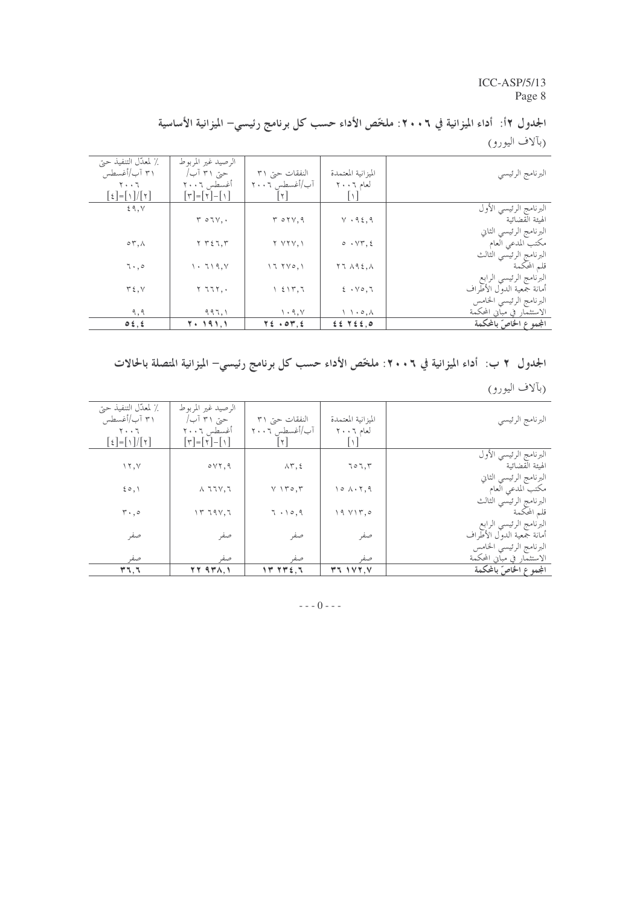**الجدول ٢أ: أداء الميزانية في ٢٠٠٦: ملخّص الأداء حسب كل برنامج رئيسي– الميزانية الأساسية**

(بآلاف اليورو)

| البرنامج الرئيسي | الميزانية المعتمدة لعام ٢٠٠٦ [١] | النفقات حتى ٣١ آب/أغسطس ٢٠٠٦ [٢] | الرصيد غير المربوط حتى ٣١ آب/أغسطس ٢٠٠٦ [٣]=[٢]-[١] | ٪ لمعدّل التنفيذ حتى ٣١ آب/أغسطس ٢٠٠٦ [٤]=[١]/[٢] |
|---|---|---|---|---|
| البرنامج الرئيسي الأول الهيئة القضائية | ٧ ٠٩٤,٩ | ٣ ٥٢٧,٩ | ٣ ٥٦٧,٠ | ٤٩,٧ |
| البرنامج الرئيسي الثاني مكتب المدعي العام | ٥ ٠٧٣,٤ | ٢ ٧٢٧,١ | ٢ ٣٤٦,٣ | ٥٣,٨ |
| البرنامج الرئيسي الثالث قلم المحكمة | ٢٦ ٨٩٤,٨ | ١٦ ٢٧٥,١ | ١٠ ٦١٩,٧ | ٦٠,٥ |
| البرنامج الرئيسي الرابع أمانة جمعية الدول الأطراف | ٤ ٠٧٥,٦ | ١ ٤١٣,٦ | ٢ ٦٦٢,٠ | ٣٤,٧ |
| البرنامج الرئيسي الخامس الاستثمار في مباني المحكمة | ١ ١٠٥,٨ | ١٠٩,٧ | ٩٩٦,١ | ٩,٩ |
| **المجموع الخاصّ بالمحكمة** | **٤٤ ٢٤٤,٥** | **٢٤ ٠٥٣,٤** | **٢٠ ١٩١,١** | **٥٤,٤** |

**الجدول ٢ ب: أداء الميزانية في ٢٠٠٦: ملخّص الأداء حسب كل برنامج رئيسي– الميزانية المتصلة بالحالات**

(بآلاف اليورو)

| البرنامج الرئيسي | الميزانية المعتمدة لعام ٢٠٠٦ [١] | النفقات حتى ٣١ آب/أغسطس ٢٠٠٦ [٢] | الرصيد غير المربوط حتى ٣١ آب/أغسطس ٢٠٠٦ [٣]=[٢]-[١] | ٪ لمعدّل التنفيذ حتى ٣١ آب/أغسطس ٢٠٠٦ [٤]=[١]/[٢] |
|---|---|---|---|---|
| البرنامج الرئيسي الأول الهيئة القضائية | ٦٥٦,٣ | ٨٣,٤ | ٥٧٢,٩ | ١٢,٧ |
| البرنامج الرئيسي الثاني مكتب المدعي العام | ١٥ ٨٠٢,٩ | ٧ ١٣٥,٣ | ٨ ٦٦٧,٦ | ٤٥,١ |
| البرنامج الرئيسي الثالث قلم المحكمة | ١٩ ٧١٣,٥ | ٦ ٠١٥,٩ | ١٣ ٦٩٧,٦ | ٣٠,٥ |
| البرنامج الرئيسي الرابع أمانة جمعية الدول الأطراف | صفر | صفر | صفر | صفر |
| البرنامج الرئيسي الخامس الاستثمار في مباني المحكمة | صفر | صفر | صفر | صفر |
| **المجموع الخاصّ بالمحكمة** | **٣٦ ١٧٢,٧** | **١٣ ٢٣٤,٦** | **٢٢ ٩٣٨,١** | **٣٦,٦** |

- - - 0 - - -